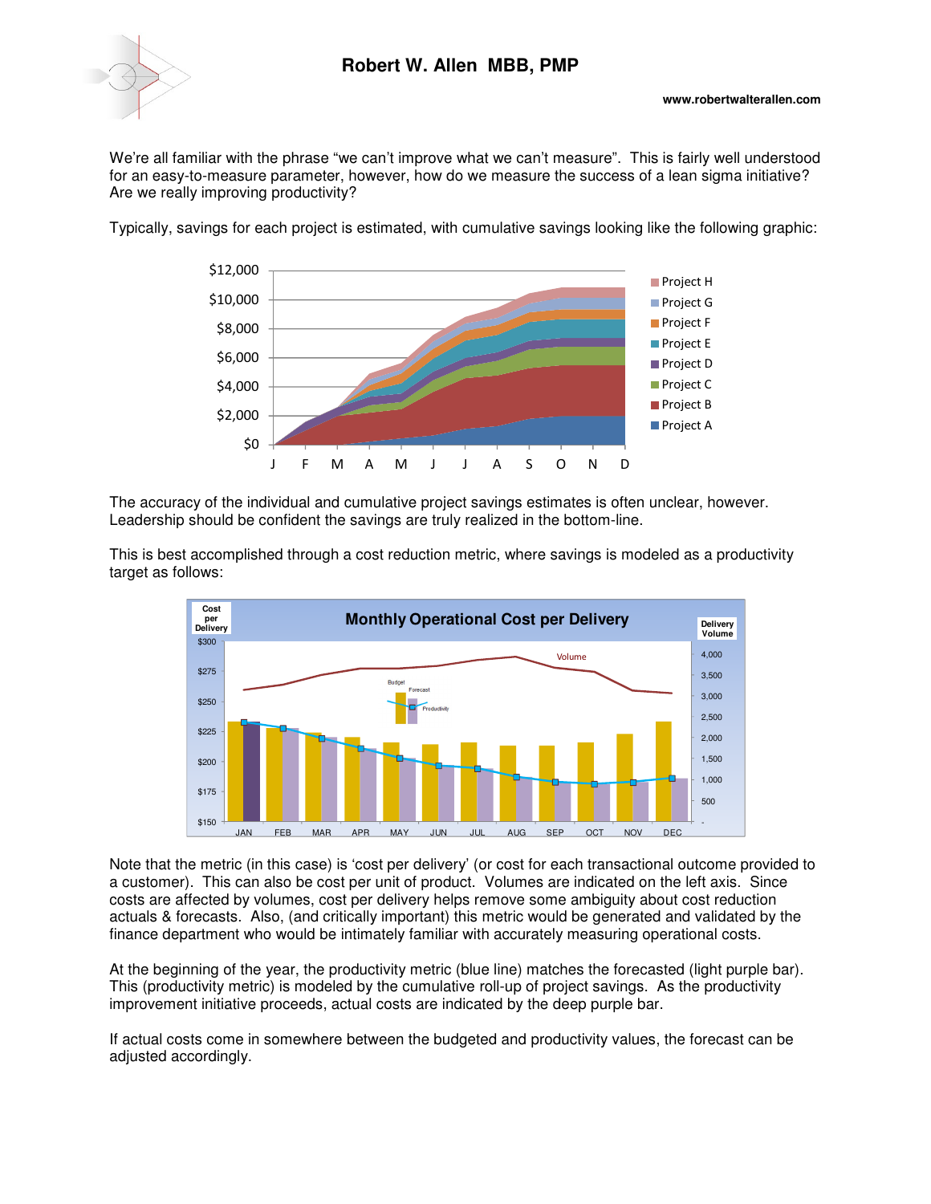# Robert W. Allen MBB, PMP

www.robertwalterallen.com

We're all familiar with the phrase "we can't improve what we can't measure". This is fairly well understood for an easy-to-measure parameter, however, how do we measure the success of a lean sigma initiative? Are we really improving productivity?

Typically, savings for each project is estimated, with cumulative savings looking like the following graphic:

The accuracy of the individual and cumulative project savings estimates is often unclear, however. Leadership should be confident the savings are truly realized in the bottom-line.

This is best accomplished through a cost reduction metric, where savings is modeled as a productivity target as follows:

Note that the metric (in this case) is 'cost per delivery' (or cost for each transactional outcome provided to a customer). This can also be cost per unit of product. Volumes are indicated on the left axis. Since costs are affected by volumes, cost per delivery helps remove some ambiguity about cost reduction actuals & forecasts. Also, (and critically important) this metric would be generated and validated by the finance department who would be intimately familiar with accurately measuring operational costs.

At the beginning of the year, the productivity metric (blue line) matches the forecasted (light purple bar). This (productivity metric) is modeled by the cumulative roll-up of project savings. As the productivity improvement initiative proceeds, actual costs are indicated by the deep purple bar.

If actual costs come in somewhere between the budgeted and productivity values, the forecast can be adjusted accordingly.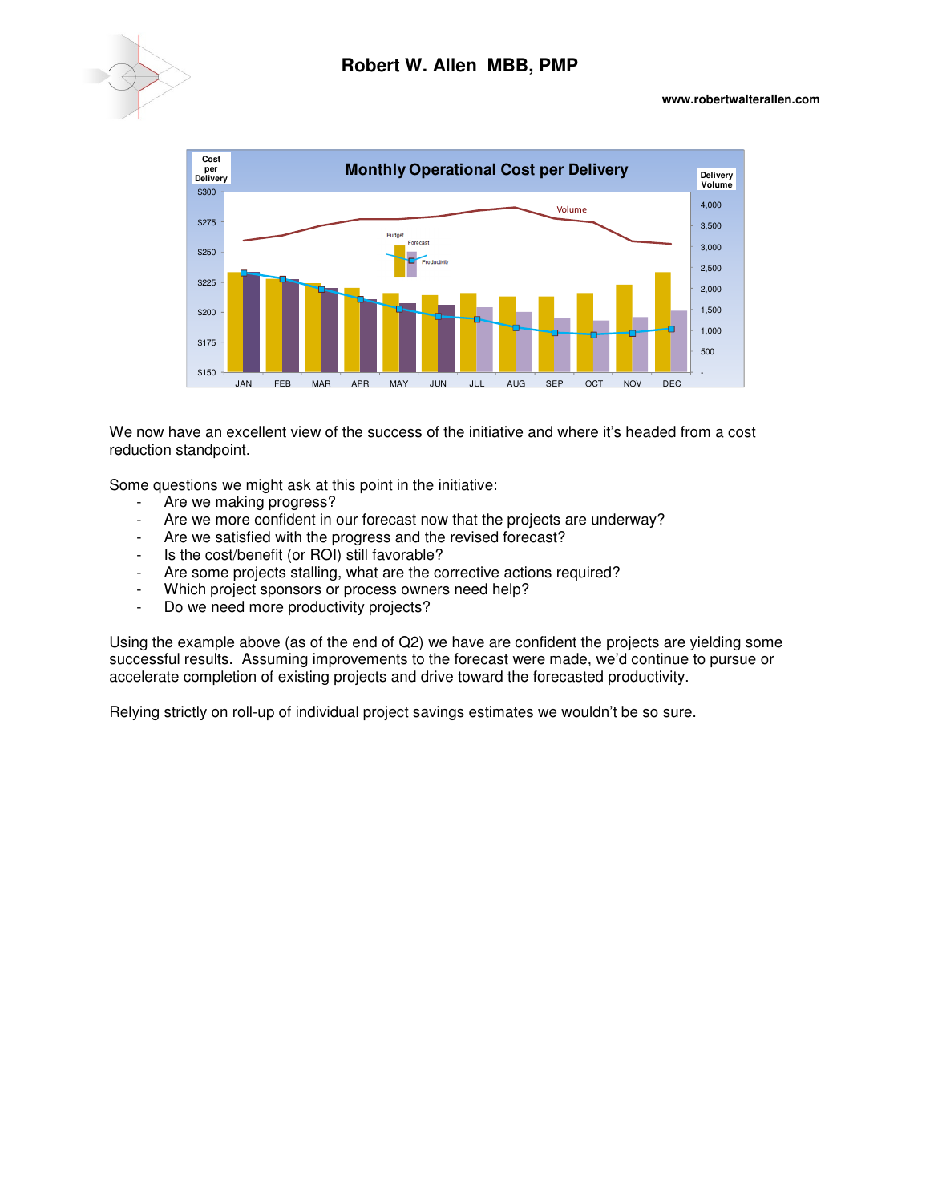Monthly Operational Cost per Delivery

Cost per Delivery

Delivery Volume

$300
$275
$250
$225
$200
$175
$150

4,000
3,500
3,000
2,500
2,000
1,500
1,000
500
-

Volume

Budget
Forecast
Productivity

JAN FEB MAR APR MAY JUN JUL AUG SEP OCT NOV DEC

We now have an excellent view of the success of the initiative and where it's headed from a cost reduction standpoint.

Some questions we might ask at this point in the initiative:

- Are we making progress?
- Are we more confident in our forecast now that the projects are underway?
- Are we satisfied with the progress and the revised forecast?
- Is the cost/benefit (or ROI) still favorable?
- Are some projects stalling, what are the corrective actions required?
- Which project sponsors or process owners need help?
- Do we need more productivity projects?

Using the example above (as of the end of Q2) we have are confident the projects are yielding some successful results. Assuming improvements to the forecast were made, we'd continue to pursue or accelerate completion of existing projects and drive toward the forecasted productivity.

Relying strictly on roll-up of individual project savings estimates we wouldn't be so sure.